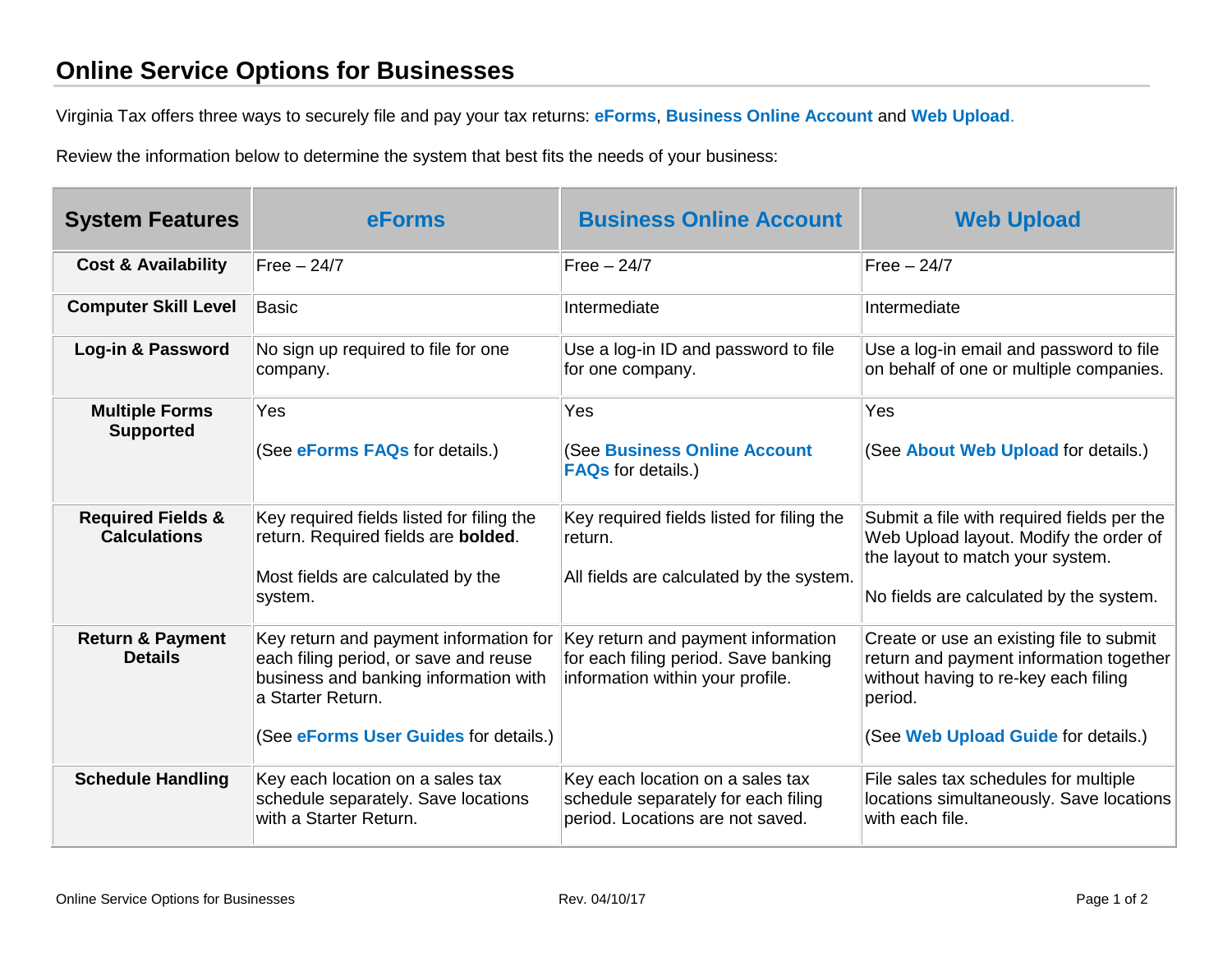# Online Service Options for Businesses

Virginia Tax offers three ways to securely file and pay your tax returns: **eForms**, **Business Online Account** and **Web Upload**.

Review the information below to determine the system that best fits the needs of your business:

| System Features | eForms | Business Online Account | Web Upload |
|---|---|---|---|
| **Cost & Availability** | Free – 24/7 | Free – 24/7 | Free – 24/7 |
| **Computer Skill Level** | Basic | Intermediate | Intermediate |
| **Log-in & Password** | No sign up required to file for one company. | Use a log-in ID and password to file for one company. | Use a log-in email and password to file on behalf of one or multiple companies. |
| **Multiple Forms Supported** | Yes<br><br>(See **eForms FAQs** for details.) | Yes<br><br>(See **Business Online Account FAQs** for details.) | Yes<br><br>(See **About Web Upload** for details.) |
| **Required Fields & Calculations** | Key required fields listed for filing the return. Required fields are **bolded**.<br><br>Most fields are calculated by the system. | Key required fields listed for filing the return.<br><br>All fields are calculated by the system. | Submit a file with required fields per the Web Upload layout. Modify the order of the layout to match your system.<br><br>No fields are calculated by the system. |
| **Return & Payment Details** | Key return and payment information for each filing period, or save and reuse business and banking information with a Starter Return.<br><br>(See **eForms User Guides** for details.) | Key return and payment information for each filing period. Save banking information within your profile. | Create or use an existing file to submit return and payment information together without having to re-key each filing period.<br><br>(See **Web Upload Guide** for details.) |
| **Schedule Handling** | Key each location on a sales tax schedule separately. Save locations with a Starter Return. | Key each location on a sales tax schedule separately for each filing period. Locations are not saved. | File sales tax schedules for multiple locations simultaneously. Save locations with each file. |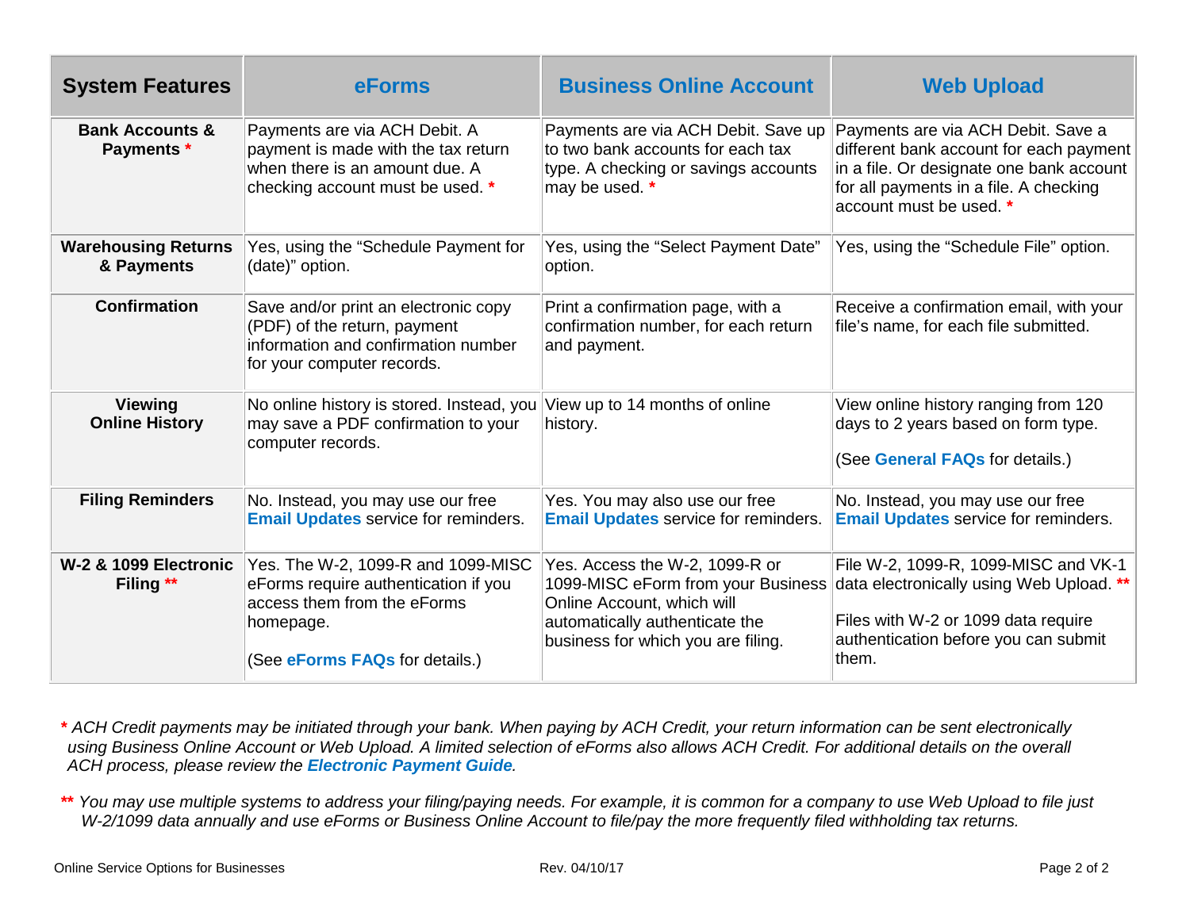| System Features | eForms | Business Online Account | Web Upload |
|---|---|---|---|
| **Bank Accounts & Payments** * | Payments are via ACH Debit. A payment is made with the tax return when there is an amount due. A checking account must be used. * | Payments are via ACH Debit. Save up to two bank accounts for each tax type. A checking or savings accounts may be used. * | Payments are via ACH Debit. Save a different bank account for each payment in a file. Or designate one bank account for all payments in a file. A checking account must be used. * |
| **Warehousing Returns & Payments** | Yes, using the "Schedule Payment for (date)" option. | Yes, using the "Select Payment Date" option. | Yes, using the "Schedule File" option. |
| **Confirmation** | Save and/or print an electronic copy (PDF) of the return, payment information and confirmation number for your computer records. | Print a confirmation page, with a confirmation number, for each return and payment. | Receive a confirmation email, with your file's name, for each file submitted. |
| **Viewing Online History** | No online history is stored. Instead, you may save a PDF confirmation to your computer records. | View up to 14 months of online history. | View online history ranging from 120 days to 2 years based on form type. (See **General FAQs** for details.) |
| **Filing Reminders** | No. Instead, you may use our free **Email Updates** service for reminders. | Yes. You may also use our free **Email Updates** service for reminders. | No. Instead, you may use our free **Email Updates** service for reminders. |
| **W-2 & 1099 Electronic Filing** ** | Yes. The W-2, 1099-R and 1099-MISC eForms require authentication if you access them from the eForms homepage. (See **eForms FAQs** for details.) | Yes. Access the W-2, 1099-R or 1099-MISC eForm from your Business Online Account, which will automatically authenticate the business for which you are filing. | File W-2, 1099-R, 1099-MISC and VK-1 data electronically using Web Upload. ** Files with W-2 or 1099 data require authentication before you can submit them. |

\* *ACH Credit payments may be initiated through your bank. When paying by ACH Credit, your return information can be sent electronically using Business Online Account or Web Upload. A limited selection of eForms also allows ACH Credit. For additional details on the overall ACH process, please review the* ***Electronic Payment Guide****.*

\*\* *You may use multiple systems to address your filing/paying needs. For example, it is common for a company to use Web Upload to file just W-2/1099 data annually and use eForms or Business Online Account to file/pay the more frequently filed withholding tax returns.*